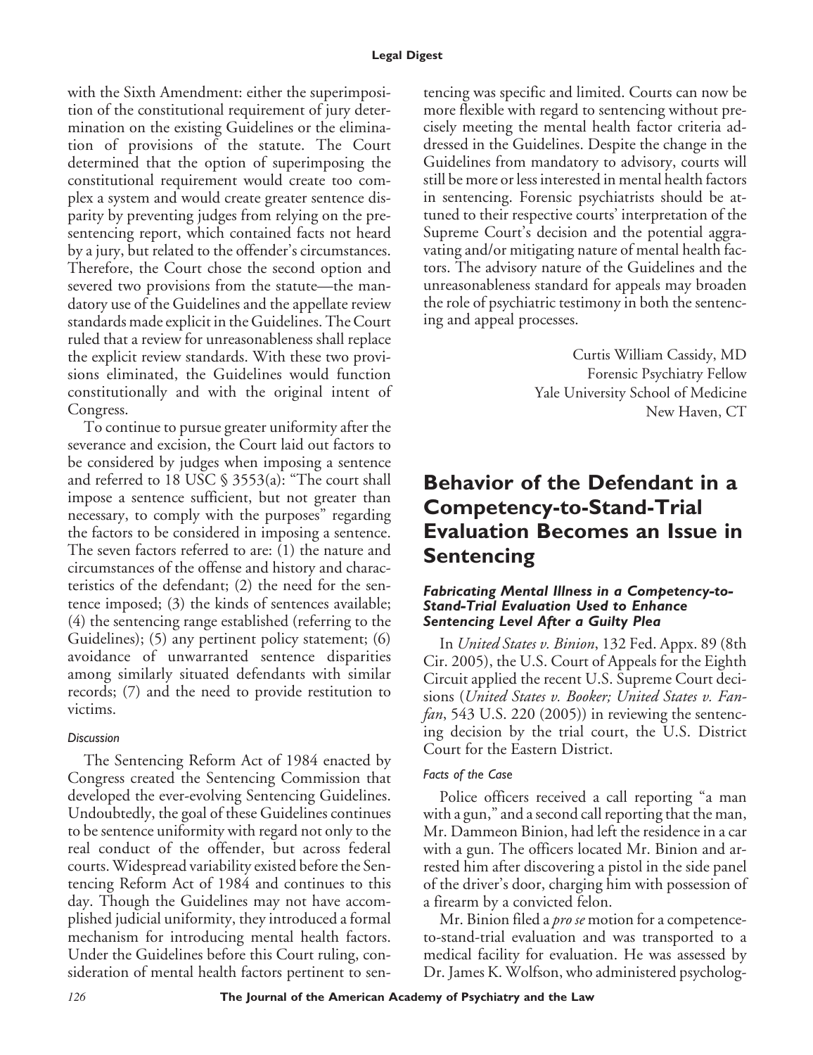with the Sixth Amendment: either the superimposition of the constitutional requirement of jury determination on the existing Guidelines or the elimination of provisions of the statute. The Court determined that the option of superimposing the constitutional requirement would create too complex a system and would create greater sentence disparity by preventing judges from relying on the presentencing report, which contained facts not heard by a jury, but related to the offender's circumstances. Therefore, the Court chose the second option and severed two provisions from the statute—the mandatory use of the Guidelines and the appellate review standards made explicit in the Guidelines. The Court ruled that a review for unreasonableness shall replace the explicit review standards. With these two provisions eliminated, the Guidelines would function constitutionally and with the original intent of Congress.

To continue to pursue greater uniformity after the severance and excision, the Court laid out factors to be considered by judges when imposing a sentence and referred to 18 USC § 3553(a): "The court shall impose a sentence sufficient, but not greater than necessary, to comply with the purposes" regarding the factors to be considered in imposing a sentence. The seven factors referred to are: (1) the nature and circumstances of the offense and history and characteristics of the defendant; (2) the need for the sentence imposed; (3) the kinds of sentences available; (4) the sentencing range established (referring to the Guidelines); (5) any pertinent policy statement; (6) avoidance of unwarranted sentence disparities among similarly situated defendants with similar records; (7) and the need to provide restitution to victims.

#### *Discussion*

The Sentencing Reform Act of 1984 enacted by Congress created the Sentencing Commission that developed the ever-evolving Sentencing Guidelines. Undoubtedly, the goal of these Guidelines continues to be sentence uniformity with regard not only to the real conduct of the offender, but across federal courts. Widespread variability existed before the Sentencing Reform Act of 1984 and continues to this day. Though the Guidelines may not have accomplished judicial uniformity, they introduced a formal mechanism for introducing mental health factors. Under the Guidelines before this Court ruling, consideration of mental health factors pertinent to sentencing was specific and limited. Courts can now be more flexible with regard to sentencing without precisely meeting the mental health factor criteria addressed in the Guidelines. Despite the change in the Guidelines from mandatory to advisory, courts will still be more or less interested in mental health factors in sentencing. Forensic psychiatrists should be attuned to their respective courts' interpretation of the Supreme Court's decision and the potential aggravating and/or mitigating nature of mental health factors. The advisory nature of the Guidelines and the unreasonableness standard for appeals may broaden the role of psychiatric testimony in both the sentencing and appeal processes.

Curtis William Cassidy, MD
Forensic Psychiatry Fellow
Yale University School of Medicine
New Haven, CT

## Behavior of the Defendant in a Competency-to-Stand-Trial Evaluation Becomes an Issue in Sentencing

### *Fabricating Mental Illness in a Competency-to-Stand-Trial Evaluation Used to Enhance Sentencing Level After a Guilty Plea*

In *United States v. Binion*, 132 Fed. Appx. 89 (8th Cir. 2005), the U.S. Court of Appeals for the Eighth Circuit applied the recent U.S. Supreme Court decisions (*United States v. Booker; United States v. Fanfan*, 543 U.S. 220 (2005)) in reviewing the sentencing decision by the trial court, the U.S. District Court for the Eastern District.

#### *Facts of the Case*

Police officers received a call reporting "a man with a gun," and a second call reporting that the man, Mr. Dammeon Binion, had left the residence in a car with a gun. The officers located Mr. Binion and arrested him after discovering a pistol in the side panel of the driver's door, charging him with possession of a firearm by a convicted felon.

Mr. Binion filed a *pro se* motion for a competence-to-stand-trial evaluation and was transported to a medical facility for evaluation. He was assessed by Dr. James K. Wolfson, who administered psycholog-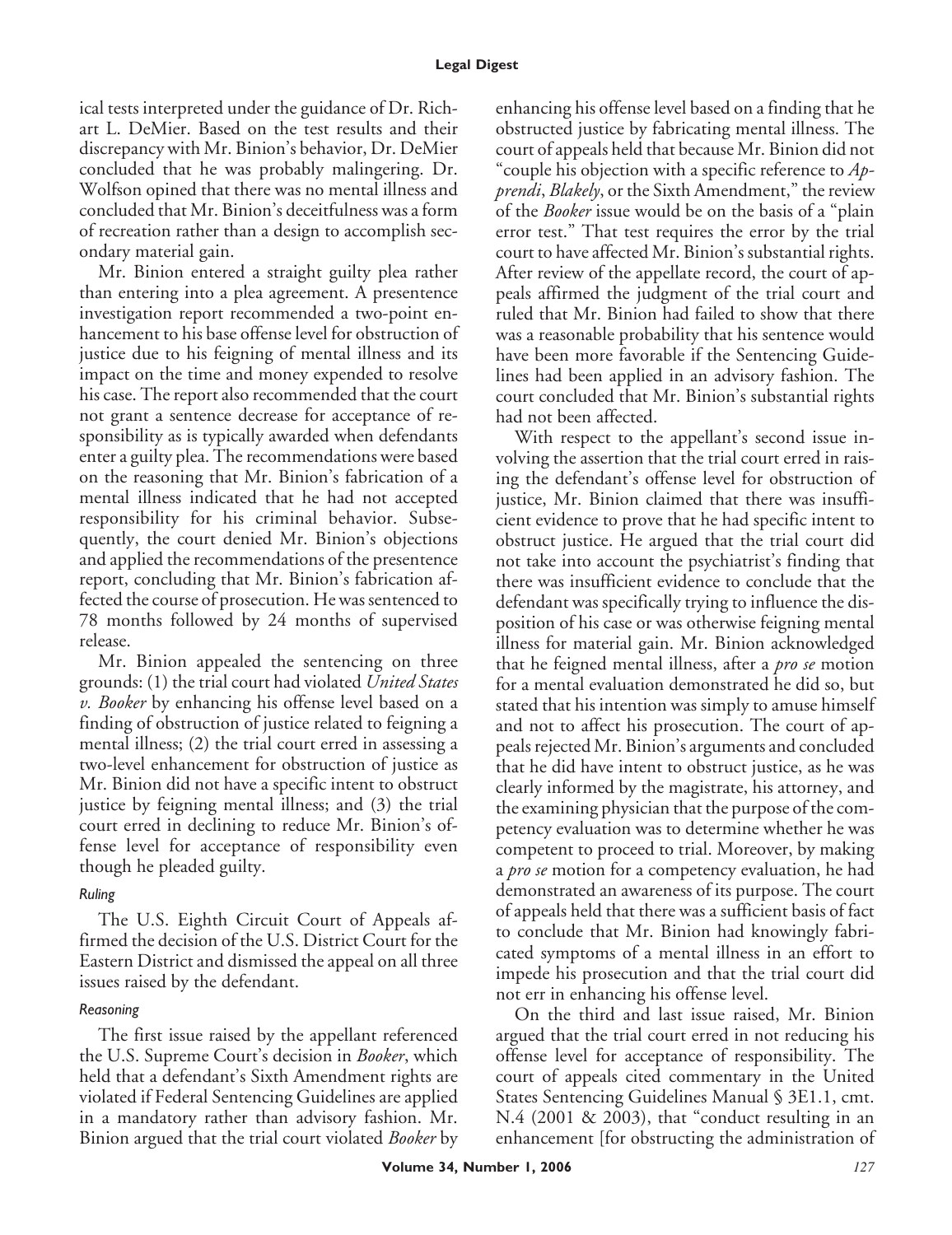ical tests interpreted under the guidance of Dr. Richart L. DeMier. Based on the test results and their discrepancy with Mr. Binion's behavior, Dr. DeMier concluded that he was probably malingering. Dr. Wolfson opined that there was no mental illness and concluded that Mr. Binion's deceitfulness was a form of recreation rather than a design to accomplish secondary material gain.

Mr. Binion entered a straight guilty plea rather than entering into a plea agreement. A presentence investigation report recommended a two-point enhancement to his base offense level for obstruction of justice due to his feigning of mental illness and its impact on the time and money expended to resolve his case. The report also recommended that the court not grant a sentence decrease for acceptance of responsibility as is typically awarded when defendants enter a guilty plea. The recommendations were based on the reasoning that Mr. Binion's fabrication of a mental illness indicated that he had not accepted responsibility for his criminal behavior. Subsequently, the court denied Mr. Binion's objections and applied the recommendations of the presentence report, concluding that Mr. Binion's fabrication affected the course of prosecution. He was sentenced to 78 months followed by 24 months of supervised release.

Mr. Binion appealed the sentencing on three grounds: (1) the trial court had violated *United States v. Booker* by enhancing his offense level based on a finding of obstruction of justice related to feigning a mental illness; (2) the trial court erred in assessing a two-level enhancement for obstruction of justice as Mr. Binion did not have a specific intent to obstruct justice by feigning mental illness; and (3) the trial court erred in declining to reduce Mr. Binion's offense level for acceptance of responsibility even though he pleaded guilty.

### *Ruling*

The U.S. Eighth Circuit Court of Appeals affirmed the decision of the U.S. District Court for the Eastern District and dismissed the appeal on all three issues raised by the defendant.

### *Reasoning*

The first issue raised by the appellant referenced the U.S. Supreme Court's decision in *Booker*, which held that a defendant's Sixth Amendment rights are violated if Federal Sentencing Guidelines are applied in a mandatory rather than advisory fashion. Mr. Binion argued that the trial court violated *Booker* by enhancing his offense level based on a finding that he obstructed justice by fabricating mental illness. The court of appeals held that because Mr. Binion did not "couple his objection with a specific reference to *Apprendi*, *Blakely*, or the Sixth Amendment," the review of the *Booker* issue would be on the basis of a "plain error test." That test requires the error by the trial court to have affected Mr. Binion's substantial rights. After review of the appellate record, the court of appeals affirmed the judgment of the trial court and ruled that Mr. Binion had failed to show that there was a reasonable probability that his sentence would have been more favorable if the Sentencing Guidelines had been applied in an advisory fashion. The court concluded that Mr. Binion's substantial rights had not been affected.

With respect to the appellant's second issue involving the assertion that the trial court erred in raising the defendant's offense level for obstruction of justice, Mr. Binion claimed that there was insufficient evidence to prove that he had specific intent to obstruct justice. He argued that the trial court did not take into account the psychiatrist's finding that there was insufficient evidence to conclude that the defendant was specifically trying to influence the disposition of his case or was otherwise feigning mental illness for material gain. Mr. Binion acknowledged that he feigned mental illness, after a *pro se* motion for a mental evaluation demonstrated he did so, but stated that his intention was simply to amuse himself and not to affect his prosecution. The court of appeals rejected Mr. Binion's arguments and concluded that he did have intent to obstruct justice, as he was clearly informed by the magistrate, his attorney, and the examining physician that the purpose of the competency evaluation was to determine whether he was competent to proceed to trial. Moreover, by making a *pro se* motion for a competency evaluation, he had demonstrated an awareness of its purpose. The court of appeals held that there was a sufficient basis of fact to conclude that Mr. Binion had knowingly fabricated symptoms of a mental illness in an effort to impede his prosecution and that the trial court did not err in enhancing his offense level.

On the third and last issue raised, Mr. Binion argued that the trial court erred in not reducing his offense level for acceptance of responsibility. The court of appeals cited commentary in the United States Sentencing Guidelines Manual § 3E1.1, cmt. N.4 (2001 & 2003), that "conduct resulting in an enhancement [for obstructing the administration of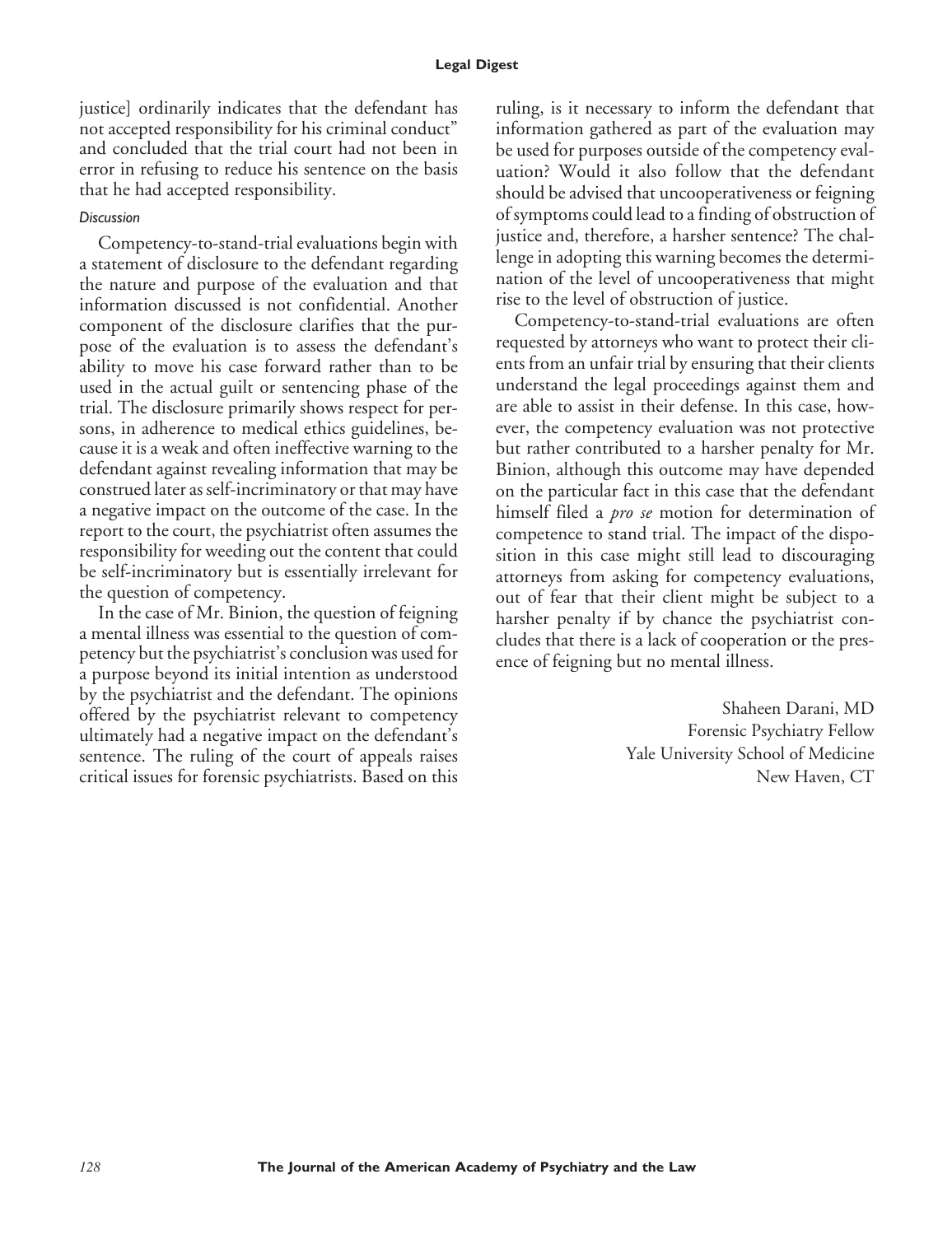justice] ordinarily indicates that the defendant has not accepted responsibility for his criminal conduct" and concluded that the trial court had not been in error in refusing to reduce his sentence on the basis that he had accepted responsibility.

#### *Discussion*

Competency-to-stand-trial evaluations begin with a statement of disclosure to the defendant regarding the nature and purpose of the evaluation and that information discussed is not confidential. Another component of the disclosure clarifies that the purpose of the evaluation is to assess the defendant's ability to move his case forward rather than to be used in the actual guilt or sentencing phase of the trial. The disclosure primarily shows respect for persons, in adherence to medical ethics guidelines, because it is a weak and often ineffective warning to the defendant against revealing information that may be construed later as self-incriminatory or that may have a negative impact on the outcome of the case. In the report to the court, the psychiatrist often assumes the responsibility for weeding out the content that could be self-incriminatory but is essentially irrelevant for the question of competency.

In the case of Mr. Binion, the question of feigning a mental illness was essential to the question of competency but the psychiatrist's conclusion was used for a purpose beyond its initial intention as understood by the psychiatrist and the defendant. The opinions offered by the psychiatrist relevant to competency ultimately had a negative impact on the defendant's sentence. The ruling of the court of appeals raises critical issues for forensic psychiatrists. Based on this ruling, is it necessary to inform the defendant that information gathered as part of the evaluation may be used for purposes outside of the competency evaluation? Would it also follow that the defendant should be advised that uncooperativeness or feigning of symptoms could lead to a finding of obstruction of justice and, therefore, a harsher sentence? The challenge in adopting this warning becomes the determination of the level of uncooperativeness that might rise to the level of obstruction of justice.

Competency-to-stand-trial evaluations are often requested by attorneys who want to protect their clients from an unfair trial by ensuring that their clients understand the legal proceedings against them and are able to assist in their defense. In this case, however, the competency evaluation was not protective but rather contributed to a harsher penalty for Mr. Binion, although this outcome may have depended on the particular fact in this case that the defendant himself filed a *pro se* motion for determination of competence to stand trial. The impact of the disposition in this case might still lead to discouraging attorneys from asking for competency evaluations, out of fear that their client might be subject to a harsher penalty if by chance the psychiatrist concludes that there is a lack of cooperation or the presence of feigning but no mental illness.

Shaheen Darani, MD
Forensic Psychiatry Fellow
Yale University School of Medicine
New Haven, CT